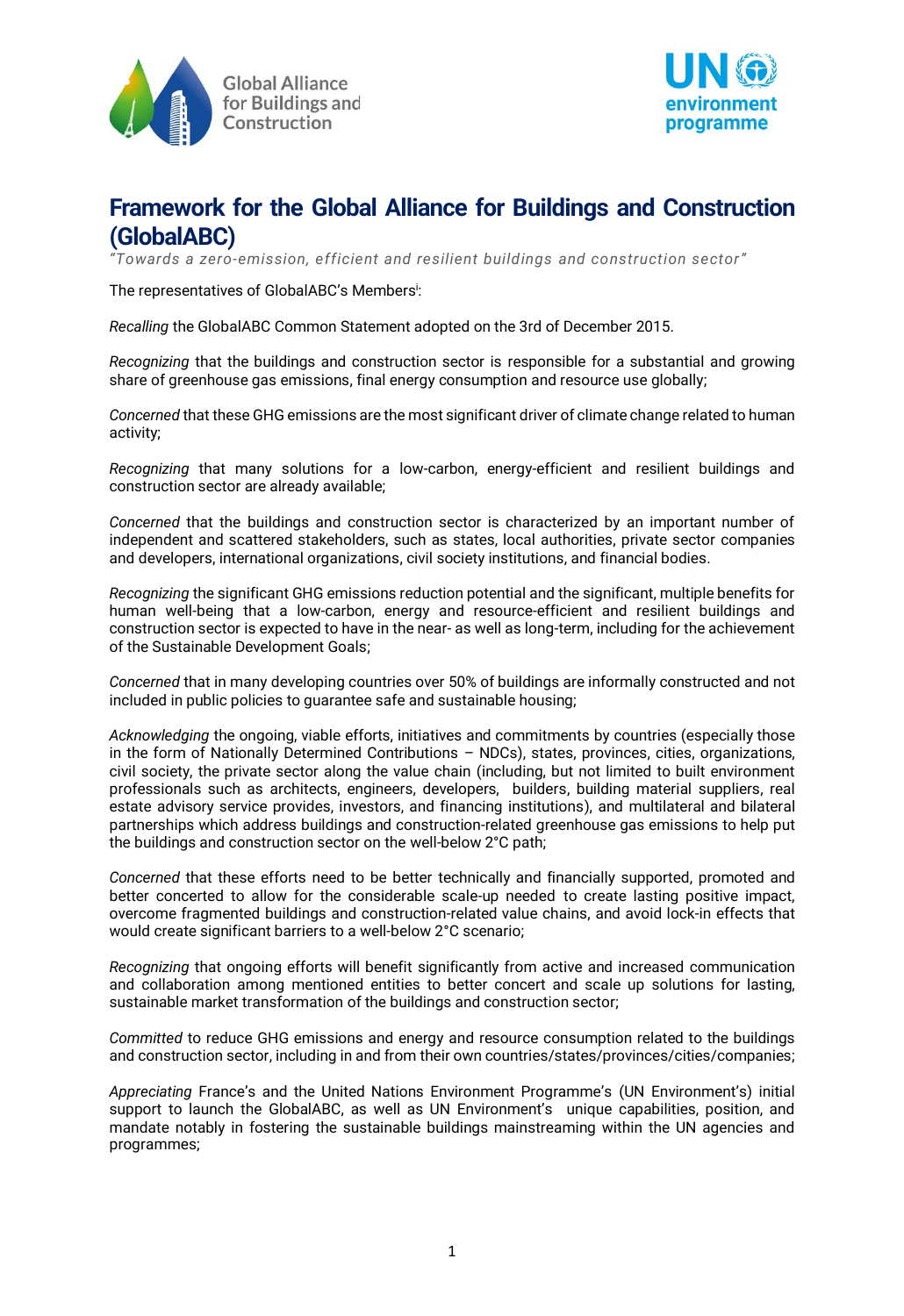# Framework for the Global Alliance for Buildings and Construction (GlobalABC)

*"Towards a zero-emission, efficient and resilient buildings and construction sector"*

The representatives of GlobalABC's Members[i]:

*Recalling* the GlobalABC Common Statement adopted on the 3rd of December 2015.

*Recognizing* that the buildings and construction sector is responsible for a substantial and growing share of greenhouse gas emissions, final energy consumption and resource use globally;

*Concerned* that these GHG emissions are the most significant driver of climate change related to human activity;

*Recognizing* that many solutions for a low-carbon, energy-efficient and resilient buildings and construction sector are already available;

*Concerned* that the buildings and construction sector is characterized by an important number of independent and scattered stakeholders, such as states, local authorities, private sector companies and developers, international organizations, civil society institutions, and financial bodies.

*Recognizing* the significant GHG emissions reduction potential and the significant, multiple benefits for human well-being that a low-carbon, energy and resource-efficient and resilient buildings and construction sector is expected to have in the near- as well as long-term, including for the achievement of the Sustainable Development Goals;

*Concerned* that in many developing countries over 50% of buildings are informally constructed and not included in public policies to guarantee safe and sustainable housing;

*Acknowledging* the ongoing, viable efforts, initiatives and commitments by countries (especially those in the form of Nationally Determined Contributions – NDCs), states, provinces, cities, organizations, civil society, the private sector along the value chain (including, but not limited to built environment professionals such as architects, engineers, developers, builders, building material suppliers, real estate advisory service provides, investors, and financing institutions), and multilateral and bilateral partnerships which address buildings and construction-related greenhouse gas emissions to help put the buildings and construction sector on the well-below 2°C path;

*Concerned* that these efforts need to be better technically and financially supported, promoted and better concerted to allow for the considerable scale-up needed to create lasting positive impact, overcome fragmented buildings and construction-related value chains, and avoid lock-in effects that would create significant barriers to a well-below 2°C scenario;

*Recognizing* that ongoing efforts will benefit significantly from active and increased communication and collaboration among mentioned entities to better concert and scale up solutions for lasting, sustainable market transformation of the buildings and construction sector;

*Committed* to reduce GHG emissions and energy and resource consumption related to the buildings and construction sector, including in and from their own countries/states/provinces/cities/companies;

*Appreciating* France's and the United Nations Environment Programme's (UN Environment's) initial support to launch the GlobalABC, as well as UN Environment's unique capabilities, position, and mandate notably in fostering the sustainable buildings mainstreaming within the UN agencies and programmes;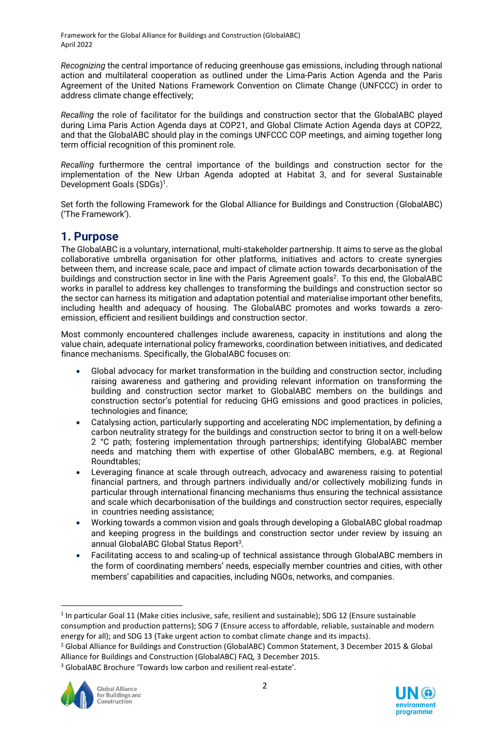*Recognizing* the central importance of reducing greenhouse gas emissions, including through national action and multilateral cooperation as outlined under the Lima-Paris Action Agenda and the Paris Agreement of the United Nations Framework Convention on Climate Change (UNFCCC) in order to address climate change effectively;

*Recalling* the role of facilitator for the buildings and construction sector that the GlobalABC played during Lima Paris Action Agenda days at COP21, and Global Climate Action Agenda days at COP22, and that the GlobalABC should play in the comings UNFCCC COP meetings, and aiming together long term official recognition of this prominent role.

*Recalling* furthermore the central importance of the buildings and construction sector for the implementation of the New Urban Agenda adopted at Habitat 3, and for several Sustainable Development Goals (SDGs)[1].

Set forth the following Framework for the Global Alliance for Buildings and Construction (GlobalABC) ('The Framework').

## 1. Purpose

The GlobalABC is a voluntary, international, multi-stakeholder partnership. It aims to serve as the global collaborative umbrella organisation for other platforms, initiatives and actors to create synergies between them, and increase scale, pace and impact of climate action towards decarbonisation of the buildings and construction sector in line with the Paris Agreement goals[2]. To this end, the GlobalABC works in parallel to address key challenges to transforming the buildings and construction sector so the sector can harness its mitigation and adaptation potential and materialise important other benefits, including health and adequacy of housing. The GlobalABC promotes and works towards a zero-emission, efficient and resilient buildings and construction sector.

Most commonly encountered challenges include awareness, capacity in institutions and along the value chain, adequate international policy frameworks, coordination between initiatives, and dedicated finance mechanisms. Specifically, the GlobalABC focuses on:

- Global advocacy for market transformation in the building and construction sector, including raising awareness and gathering and providing relevant information on transforming the building and construction sector market to GlobalABC members on the buildings and construction sector's potential for reducing GHG emissions and good practices in policies, technologies and finance;
- Catalysing action, particularly supporting and accelerating NDC implementation, by defining a carbon neutrality strategy for the buildings and construction sector to bring it on a well-below 2 °C path; fostering implementation through partnerships; identifying GlobalABC member needs and matching them with expertise of other GlobalABC members, e.g. at Regional Roundtables;
- Leveraging finance at scale through outreach, advocacy and awareness raising to potential financial partners, and through partners individually and/or collectively mobilizing funds in particular through international financing mechanisms thus ensuring the technical assistance and scale which decarbonisation of the buildings and construction sector requires, especially in countries needing assistance;
- Working towards a common vision and goals through developing a GlobalABC global roadmap and keeping progress in the buildings and construction sector under review by issuing an annual GlobalABC Global Status Report[3].
- Facilitating access to and scaling-up of technical assistance through GlobalABC members in the form of coordinating members' needs, especially member countries and cities, with other members' capabilities and capacities, including NGOs, networks, and companies.

[1] In particular Goal 11 (Make cities inclusive, safe, resilient and sustainable); SDG 12 (Ensure sustainable consumption and production patterns); SDG 7 (Ensure access to affordable, reliable, sustainable and modern energy for all); and SDG 13 (Take urgent action to combat climate change and its impacts).

[2] Global Alliance for Buildings and Construction (GlobalABC) Common Statement, 3 December 2015 & Global Alliance for Buildings and Construction (GlobalABC) FAQ, 3 December 2015.

[3] GlobalABC Brochure 'Towards low carbon and resilient real-estate'.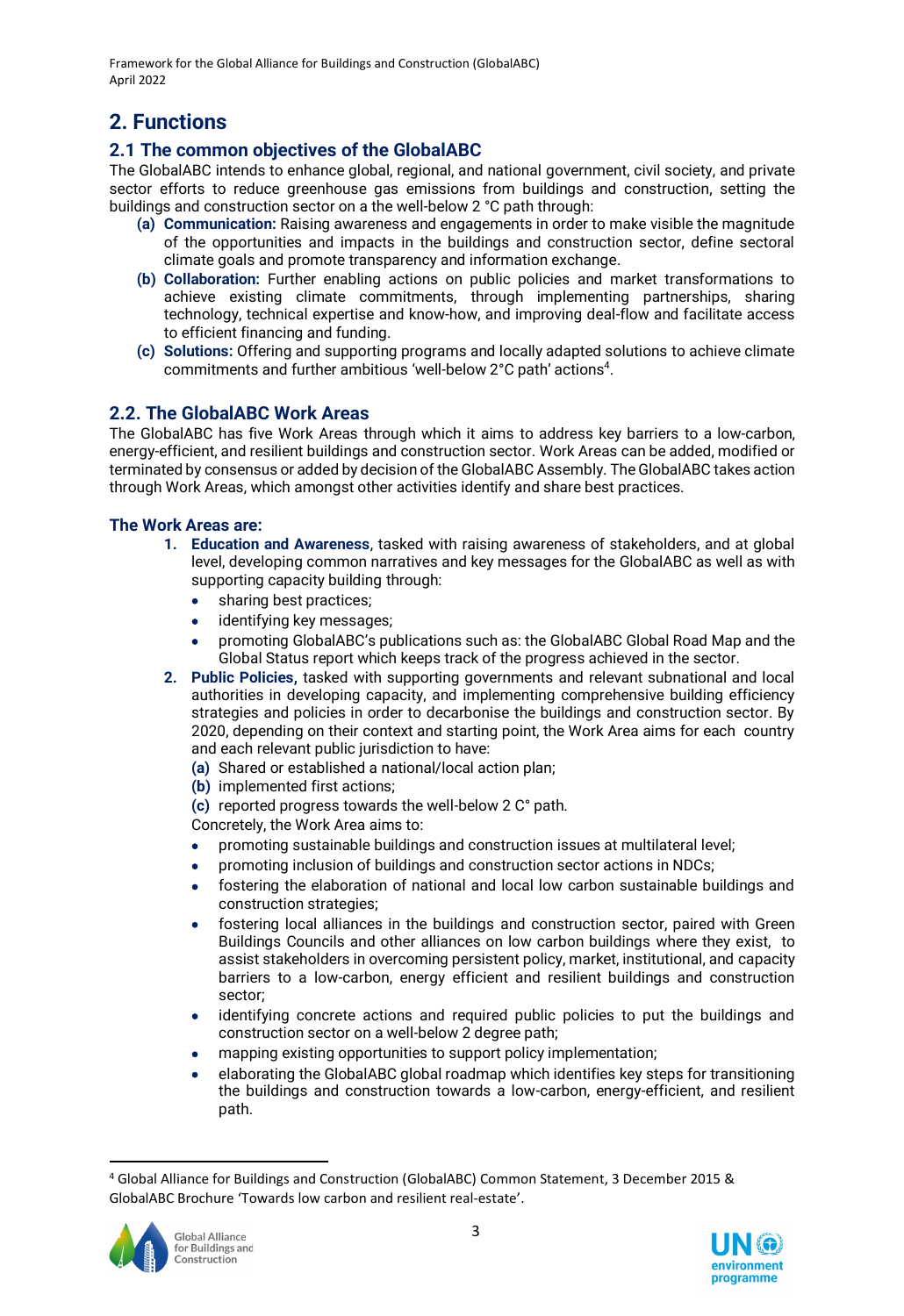## 2. Functions

### 2.1 The common objectives of the GlobalABC

The GlobalABC intends to enhance global, regional, and national government, civil society, and private sector efforts to reduce greenhouse gas emissions from buildings and construction, setting the buildings and construction sector on a the well-below 2 °C path through:

- **(a) Communication:** Raising awareness and engagements in order to make visible the magnitude of the opportunities and impacts in the buildings and construction sector, define sectoral climate goals and promote transparency and information exchange.
- **(b) Collaboration:** Further enabling actions on public policies and market transformations to achieve existing climate commitments, through implementing partnerships, sharing technology, technical expertise and know-how, and improving deal-flow and facilitate access to efficient financing and funding.
- **(c) Solutions:** Offering and supporting programs and locally adapted solutions to achieve climate commitments and further ambitious 'well-below 2°C path' actions[4].

### 2.2. The GlobalABC Work Areas

The GlobalABC has five Work Areas through which it aims to address key barriers to a low-carbon, energy-efficient, and resilient buildings and construction sector. Work Areas can be added, modified or terminated by consensus or added by decision of the GlobalABC Assembly. The GlobalABC takes action through Work Areas, which amongst other activities identify and share best practices.

#### The Work Areas are:

1. **Education and Awareness**, tasked with raising awareness of stakeholders, and at global level, developing common narratives and key messages for the GlobalABC as well as with supporting capacity building through:
   - sharing best practices;
   - identifying key messages;
   - promoting GlobalABC's publications such as: the GlobalABC Global Road Map and the Global Status report which keeps track of the progress achieved in the sector.
2. **Public Policies,** tasked with supporting governments and relevant subnational and local authorities in developing capacity, and implementing comprehensive building efficiency strategies and policies in order to decarbonise the buildings and construction sector. By 2020, depending on their context and starting point, the Work Area aims for each country and each relevant public jurisdiction to have:
   **(a)** Shared or established a national/local action plan;
   **(b)** implemented first actions;
   **(c)** reported progress towards the well-below 2 C° path.
   Concretely, the Work Area aims to:
   - promoting sustainable buildings and construction issues at multilateral level;
   - promoting inclusion of buildings and construction sector actions in NDCs;
   - fostering the elaboration of national and local low carbon sustainable buildings and construction strategies;
   - fostering local alliances in the buildings and construction sector, paired with Green Buildings Councils and other alliances on low carbon buildings where they exist, to assist stakeholders in overcoming persistent policy, market, institutional, and capacity barriers to a low-carbon, energy efficient and resilient buildings and construction sector;
   - identifying concrete actions and required public policies to put the buildings and construction sector on a well-below 2 degree path;
   - mapping existing opportunities to support policy implementation;
   - elaborating the GlobalABC global roadmap which identifies key steps for transitioning the buildings and construction towards a low-carbon, energy-efficient, and resilient path.

---

[4] Global Alliance for Buildings and Construction (GlobalABC) Common Statement, 3 December 2015 & GlobalABC Brochure 'Towards low carbon and resilient real-estate'.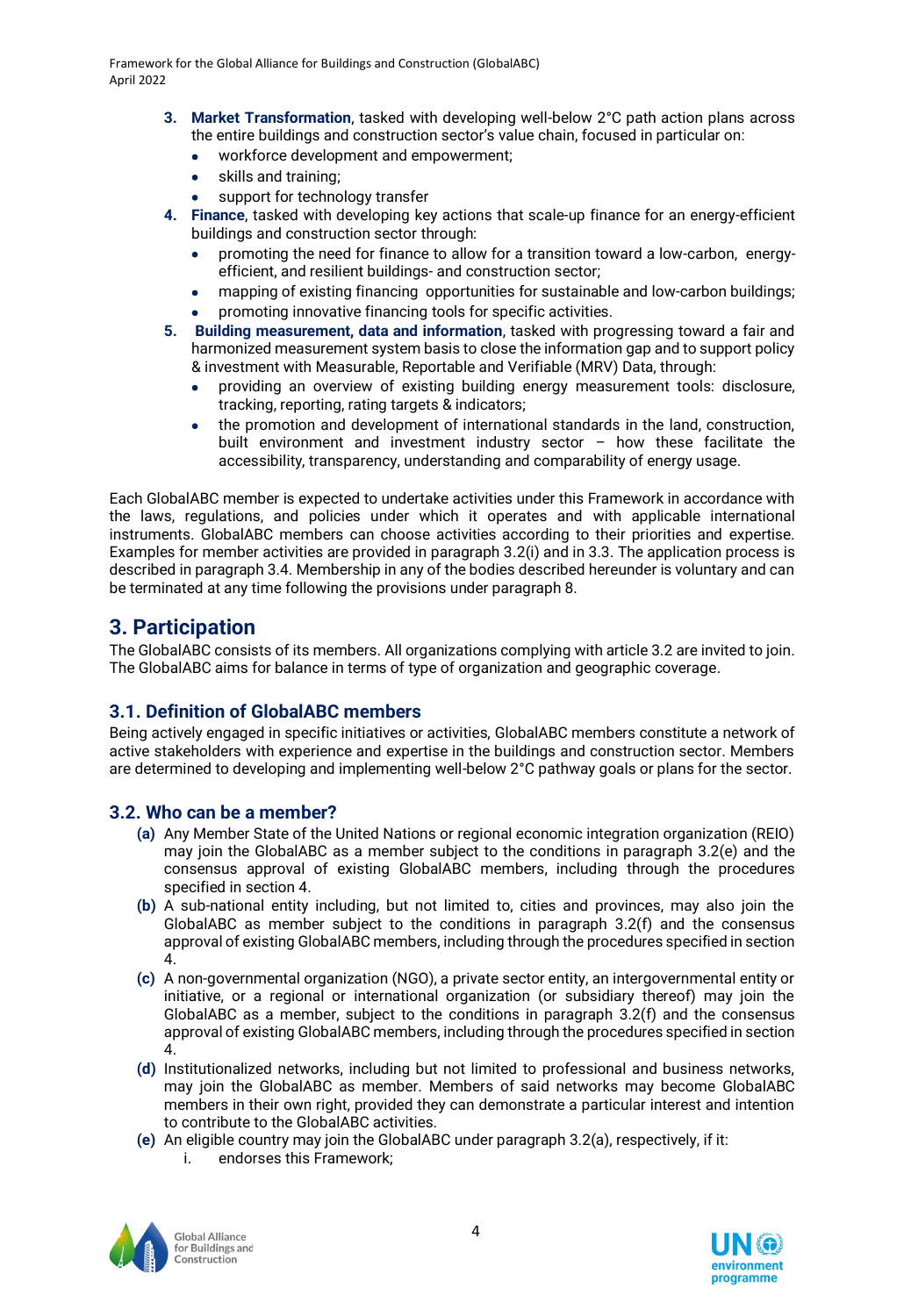3. **Market Transformation**, tasked with developing well-below 2°C path action plans across the entire buildings and construction sector's value chain, focused in particular on:
   - workforce development and empowerment;
   - skills and training;
   - support for technology transfer
4. **Finance**, tasked with developing key actions that scale-up finance for an energy-efficient buildings and construction sector through:
   - promoting the need for finance to allow for a transition toward a low-carbon, energy-efficient, and resilient buildings- and construction sector;
   - mapping of existing financing opportunities for sustainable and low-carbon buildings;
   - promoting innovative financing tools for specific activities.
5. **Building measurement, data and information**, tasked with progressing toward a fair and harmonized measurement system basis to close the information gap and to support policy & investment with Measurable, Reportable and Verifiable (MRV) Data, through:
   - providing an overview of existing building energy measurement tools: disclosure, tracking, reporting, rating targets & indicators;
   - the promotion and development of international standards in the land, construction, built environment and investment industry sector – how these facilitate the accessibility, transparency, understanding and comparability of energy usage.

Each GlobalABC member is expected to undertake activities under this Framework in accordance with the laws, regulations, and policies under which it operates and with applicable international instruments. GlobalABC members can choose activities according to their priorities and expertise. Examples for member activities are provided in paragraph 3.2(i) and in 3.3. The application process is described in paragraph 3.4. Membership in any of the bodies described hereunder is voluntary and can be terminated at any time following the provisions under paragraph 8.

## 3. Participation

The GlobalABC consists of its members. All organizations complying with article 3.2 are invited to join. The GlobalABC aims for balance in terms of type of organization and geographic coverage.

### 3.1. Definition of GlobalABC members

Being actively engaged in specific initiatives or activities, GlobalABC members constitute a network of active stakeholders with experience and expertise in the buildings and construction sector. Members are determined to developing and implementing well-below 2°C pathway goals or plans for the sector.

### 3.2. Who can be a member?

**(a)** Any Member State of the United Nations or regional economic integration organization (REIO) may join the GlobalABC as a member subject to the conditions in paragraph 3.2(e) and the consensus approval of existing GlobalABC members, including through the procedures specified in section 4.

**(b)** A sub-national entity including, but not limited to, cities and provinces, may also join the GlobalABC as member subject to the conditions in paragraph 3.2(f) and the consensus approval of existing GlobalABC members, including through the procedures specified in section 4.

**(c)** A non-governmental organization (NGO), a private sector entity, an intergovernmental entity or initiative, or a regional or international organization (or subsidiary thereof) may join the GlobalABC as a member, subject to the conditions in paragraph 3.2(f) and the consensus approval of existing GlobalABC members, including through the procedures specified in section 4.

**(d)** Institutionalized networks, including but not limited to professional and business networks, may join the GlobalABC as member. Members of said networks may become GlobalABC members in their own right, provided they can demonstrate a particular interest and intention to contribute to the GlobalABC activities.

**(e)** An eligible country may join the GlobalABC under paragraph 3.2(a), respectively, if it:

   i. endorses this Framework;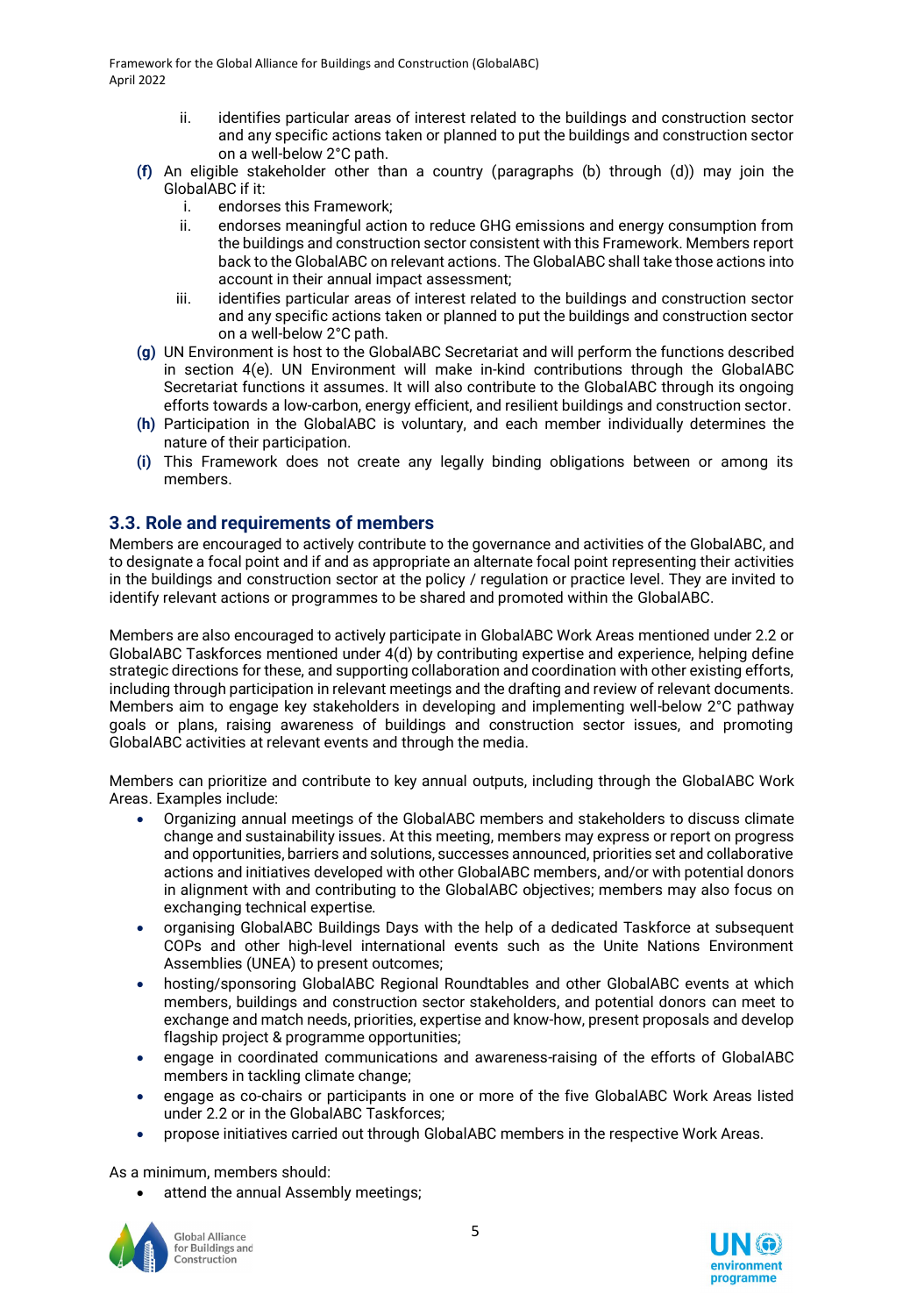ii. identifies particular areas of interest related to the buildings and construction sector and any specific actions taken or planned to put the buildings and construction sector on a well-below 2°C path.

**(f)** An eligible stakeholder other than a country (paragraphs (b) through (d)) may join the GlobalABC if it:

i. endorses this Framework;

ii. endorses meaningful action to reduce GHG emissions and energy consumption from the buildings and construction sector consistent with this Framework. Members report back to the GlobalABC on relevant actions. The GlobalABC shall take those actions into account in their annual impact assessment;

iii. identifies particular areas of interest related to the buildings and construction sector and any specific actions taken or planned to put the buildings and construction sector on a well-below 2°C path.

**(g)** UN Environment is host to the GlobalABC Secretariat and will perform the functions described in section 4(e). UN Environment will make in-kind contributions through the GlobalABC Secretariat functions it assumes. It will also contribute to the GlobalABC through its ongoing efforts towards a low-carbon, energy efficient, and resilient buildings and construction sector.

**(h)** Participation in the GlobalABC is voluntary, and each member individually determines the nature of their participation.

**(i)** This Framework does not create any legally binding obligations between or among its members.

## 3.3. Role and requirements of members

Members are encouraged to actively contribute to the governance and activities of the GlobalABC, and to designate a focal point and if and as appropriate an alternate focal point representing their activities in the buildings and construction sector at the policy / regulation or practice level. They are invited to identify relevant actions or programmes to be shared and promoted within the GlobalABC.

Members are also encouraged to actively participate in GlobalABC Work Areas mentioned under 2.2 or GlobalABC Taskforces mentioned under 4(d) by contributing expertise and experience, helping define strategic directions for these, and supporting collaboration and coordination with other existing efforts, including through participation in relevant meetings and the drafting and review of relevant documents. Members aim to engage key stakeholders in developing and implementing well-below 2°C pathway goals or plans, raising awareness of buildings and construction sector issues, and promoting GlobalABC activities at relevant events and through the media.

Members can prioritize and contribute to key annual outputs, including through the GlobalABC Work Areas. Examples include:

- Organizing annual meetings of the GlobalABC members and stakeholders to discuss climate change and sustainability issues. At this meeting, members may express or report on progress and opportunities, barriers and solutions, successes announced, priorities set and collaborative actions and initiatives developed with other GlobalABC members, and/or with potential donors in alignment with and contributing to the GlobalABC objectives; members may also focus on exchanging technical expertise.
- organising GlobalABC Buildings Days with the help of a dedicated Taskforce at subsequent COPs and other high-level international events such as the Unite Nations Environment Assemblies (UNEA) to present outcomes;
- hosting/sponsoring GlobalABC Regional Roundtables and other GlobalABC events at which members, buildings and construction sector stakeholders, and potential donors can meet to exchange and match needs, priorities, expertise and know-how, present proposals and develop flagship project & programme opportunities;
- engage in coordinated communications and awareness-raising of the efforts of GlobalABC members in tackling climate change;
- engage as co-chairs or participants in one or more of the five GlobalABC Work Areas listed under 2.2 or in the GlobalABC Taskforces;
- propose initiatives carried out through GlobalABC members in the respective Work Areas.

As a minimum, members should:

- attend the annual Assembly meetings;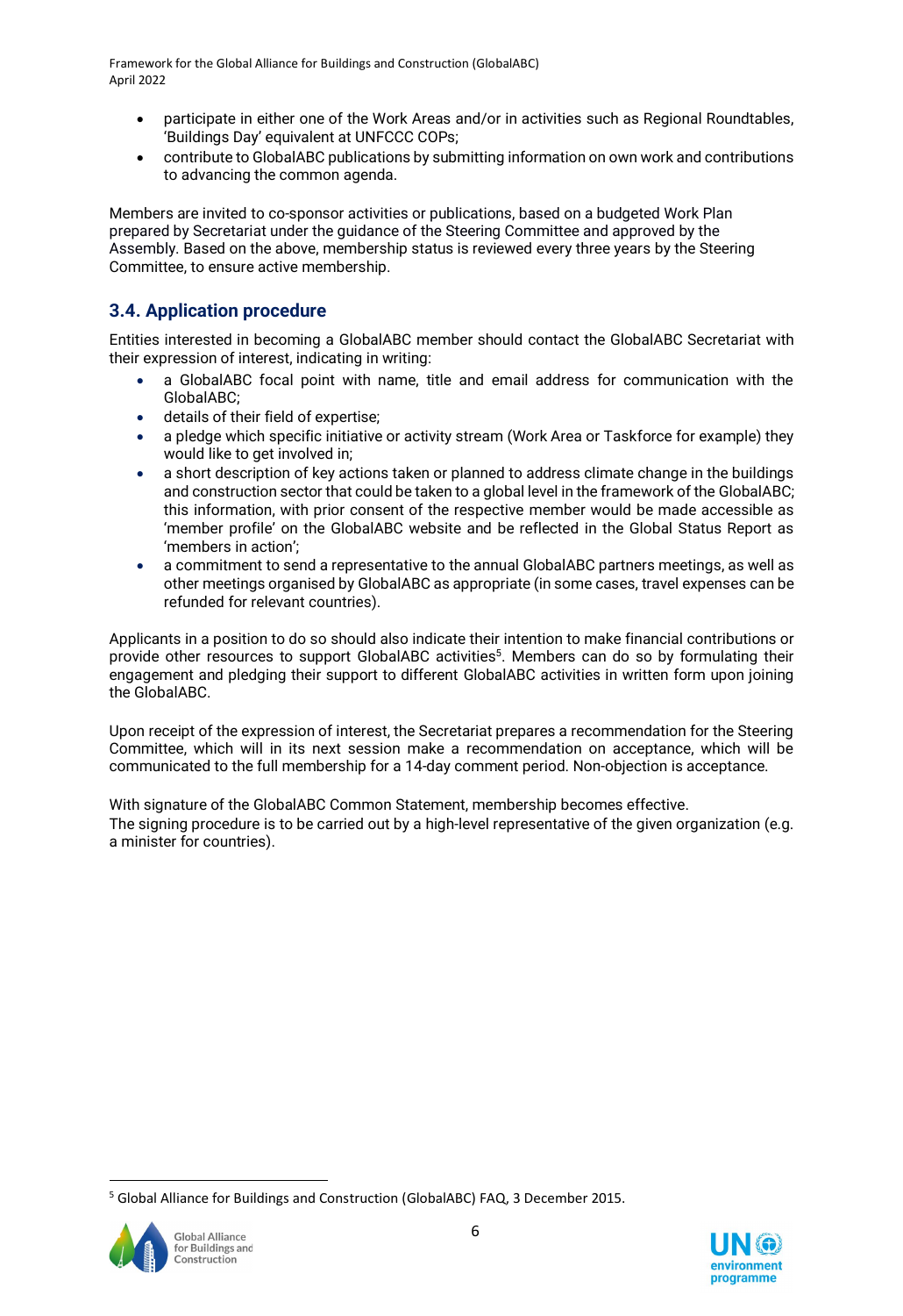- participate in either one of the Work Areas and/or in activities such as Regional Roundtables, 'Buildings Day' equivalent at UNFCCC COPs;
- contribute to GlobalABC publications by submitting information on own work and contributions to advancing the common agenda.

Members are invited to co-sponsor activities or publications, based on a budgeted Work Plan prepared by Secretariat under the guidance of the Steering Committee and approved by the Assembly. Based on the above, membership status is reviewed every three years by the Steering Committee, to ensure active membership.

### 3.4. Application procedure

Entities interested in becoming a GlobalABC member should contact the GlobalABC Secretariat with their expression of interest, indicating in writing:

- a GlobalABC focal point with name, title and email address for communication with the GlobalABC;
- details of their field of expertise;
- a pledge which specific initiative or activity stream (Work Area or Taskforce for example) they would like to get involved in;
- a short description of key actions taken or planned to address climate change in the buildings and construction sector that could be taken to a global level in the framework of the GlobalABC; this information, with prior consent of the respective member would be made accessible as 'member profile' on the GlobalABC website and be reflected in the Global Status Report as 'members in action';
- a commitment to send a representative to the annual GlobalABC partners meetings, as well as other meetings organised by GlobalABC as appropriate (in some cases, travel expenses can be refunded for relevant countries).

Applicants in a position to do so should also indicate their intention to make financial contributions or provide other resources to support GlobalABC activities[5]. Members can do so by formulating their engagement and pledging their support to different GlobalABC activities in written form upon joining the GlobalABC.

Upon receipt of the expression of interest, the Secretariat prepares a recommendation for the Steering Committee, which will in its next session make a recommendation on acceptance, which will be communicated to the full membership for a 14-day comment period. Non-objection is acceptance.

With signature of the GlobalABC Common Statement, membership becomes effective.
The signing procedure is to be carried out by a high-level representative of the given organization (e.g. a minister for countries).

[5] Global Alliance for Buildings and Construction (GlobalABC) FAQ, 3 December 2015.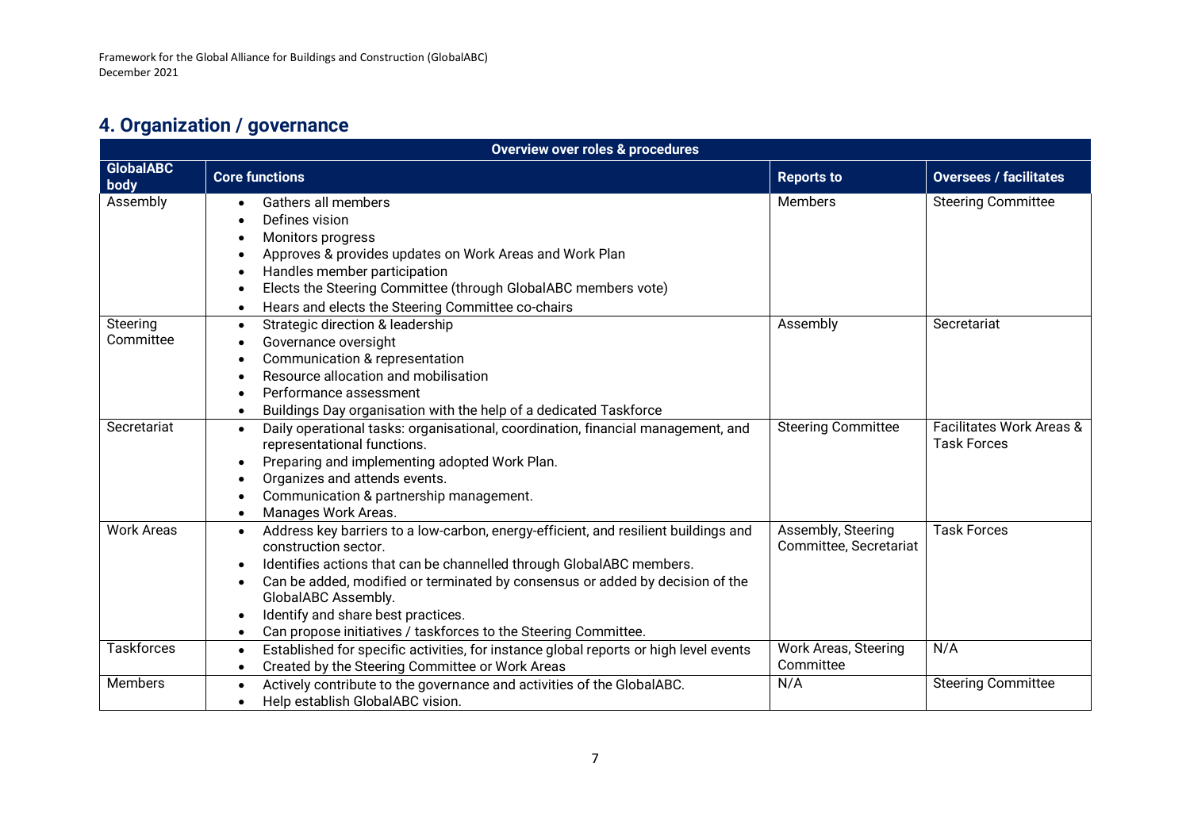## 4. Organization / governance

| Overview over roles & procedures | | | |
|---|---|---|---|
| **GlobalABC body** | **Core functions** | **Reports to** | **Oversees / facilitates** |
| Assembly | • Gathers all members<br>• Defines vision<br>• Monitors progress<br>• Approves & provides updates on Work Areas and Work Plan<br>• Handles member participation<br>• Elects the Steering Committee (through GlobalABC members vote)<br>• Hears and elects the Steering Committee co-chairs | Members | Steering Committee |
| Steering Committee | • Strategic direction & leadership<br>• Governance oversight<br>• Communication & representation<br>• Resource allocation and mobilisation<br>• Performance assessment<br>• Buildings Day organisation with the help of a dedicated Taskforce | Assembly | Secretariat |
| Secretariat | • Daily operational tasks: organisational, coordination, financial management, and representational functions.<br>• Preparing and implementing adopted Work Plan.<br>• Organizes and attends events.<br>• Communication & partnership management.<br>• Manages Work Areas. | Steering Committee | Facilitates Work Areas & Task Forces |
| Work Areas | • Address key barriers to a low-carbon, energy-efficient, and resilient buildings and construction sector.<br>• Identifies actions that can be channelled through GlobalABC members.<br>• Can be added, modified or terminated by consensus or added by decision of the GlobalABC Assembly.<br>• Identify and share best practices.<br>• Can propose initiatives / taskforces to the Steering Committee. | Assembly, Steering Committee, Secretariat | Task Forces |
| Taskforces | • Established for specific activities, for instance global reports or high level events<br>• Created by the Steering Committee or Work Areas | Work Areas, Steering Committee | N/A |
| Members | • Actively contribute to the governance and activities of the GlobalABC.<br>• Help establish GlobalABC vision. | N/A | Steering Committee |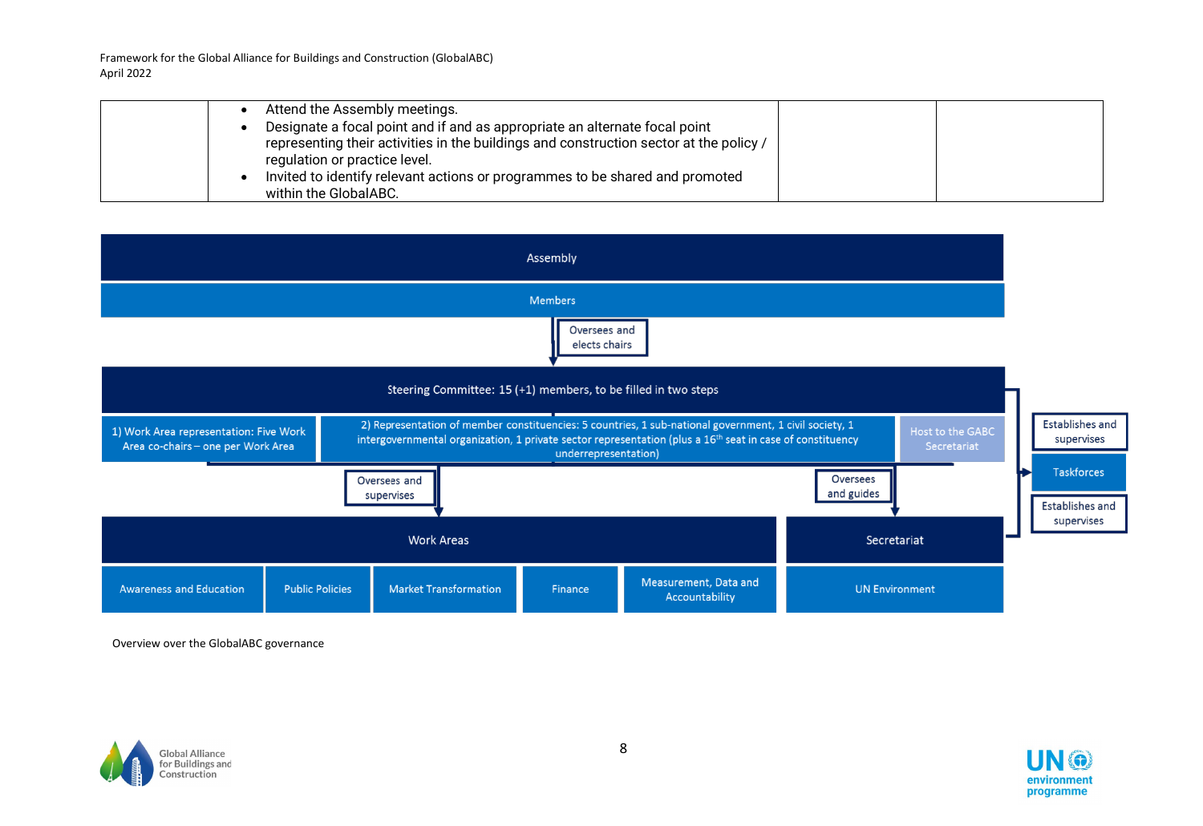|  | • Attend the Assembly meetings.<br>• Designate a focal point and if and as appropriate an alternate focal point representing their activities in the buildings and construction sector at the policy / regulation or practice level.<br>• Invited to identify relevant actions or programmes to be shared and promoted within the GlobalABC. |  |  |
|---|---|---|---|

Assembly

Members

Oversees and elects chairs

Steering Committee: 15 (+1) members, to be filled in two steps

1) Work Area representation: Five Work Area co-chairs – one per Work Area

2) Representation of member constituencies: 5 countries, 1 sub-national government, 1 civil society, 1 intergovernmental organization, 1 private sector representation (plus a 16th seat in case of constituency underrepresentation)

Host to the GABC Secretariat

Establishes and supervises

Taskforces

Establishes and supervises

Oversees and supervises

Oversees and guides

Work Areas

- Awareness and Education
- Public Policies
- Market Transformation
- Finance
- Measurement, Data and Accountability

Secretariat

- UN Environment

Overview over the GlobalABC governance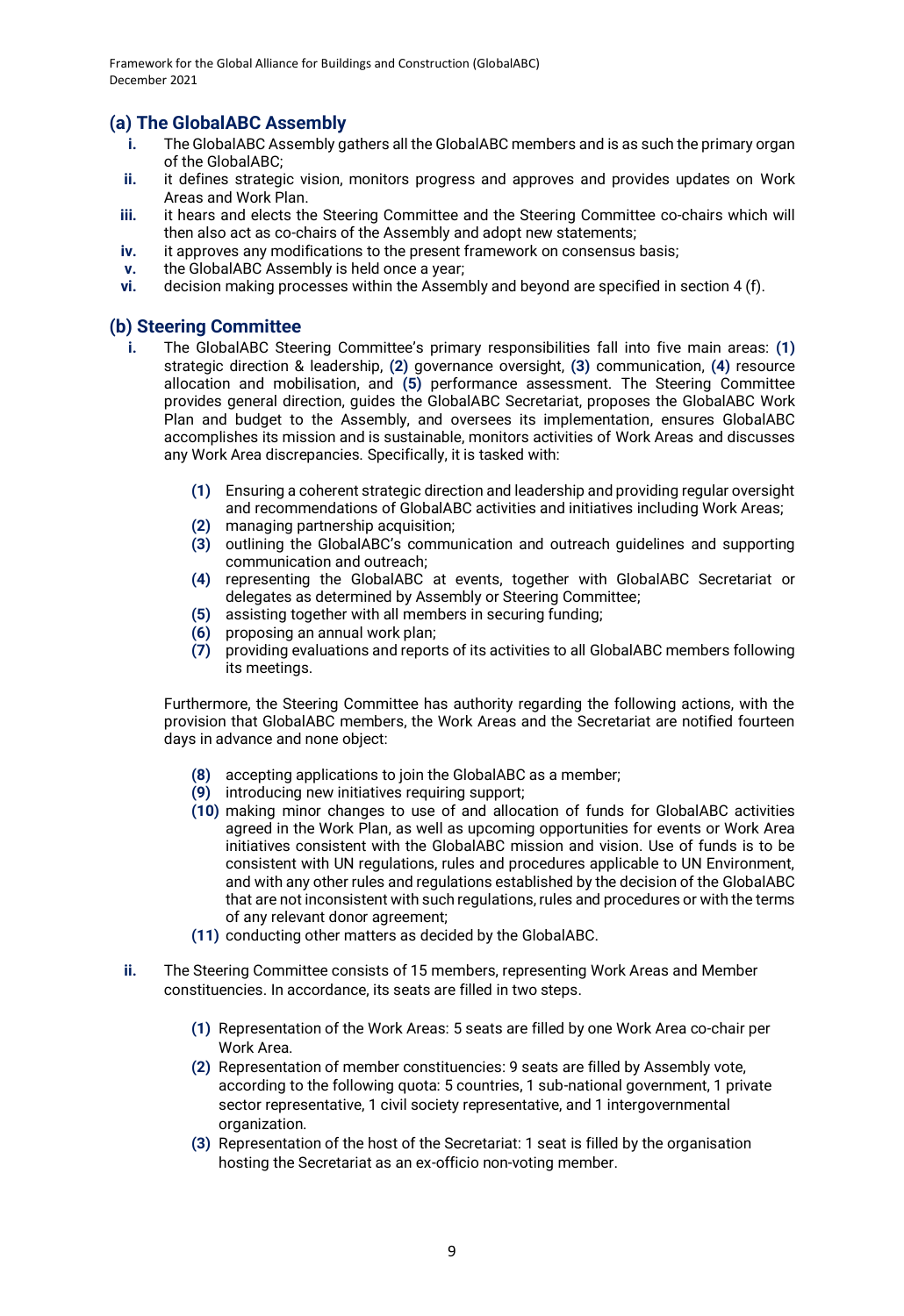## (a) The GlobalABC Assembly

- **i.** The GlobalABC Assembly gathers all the GlobalABC members and is as such the primary organ of the GlobalABC;
- **ii.** it defines strategic vision, monitors progress and approves and provides updates on Work Areas and Work Plan.
- **iii.** it hears and elects the Steering Committee and the Steering Committee co-chairs which will then also act as co-chairs of the Assembly and adopt new statements;
- **iv.** it approves any modifications to the present framework on consensus basis;
- **v.** the GlobalABC Assembly is held once a year;
- **vi.** decision making processes within the Assembly and beyond are specified in section 4 (f).

## (b) Steering Committee

- **i.** The GlobalABC Steering Committee's primary responsibilities fall into five main areas: **(1)** strategic direction & leadership, **(2)** governance oversight, **(3)** communication, **(4)** resource allocation and mobilisation, and **(5)** performance assessment. The Steering Committee provides general direction, guides the GlobalABC Secretariat, proposes the GlobalABC Work Plan and budget to the Assembly, and oversees its implementation, ensures GlobalABC accomplishes its mission and is sustainable, monitors activities of Work Areas and discusses any Work Area discrepancies. Specifically, it is tasked with:

  - **(1)** Ensuring a coherent strategic direction and leadership and providing regular oversight and recommendations of GlobalABC activities and initiatives including Work Areas;
  - **(2)** managing partnership acquisition;
  - **(3)** outlining the GlobalABC's communication and outreach guidelines and supporting communication and outreach;
  - **(4)** representing the GlobalABC at events, together with GlobalABC Secretariat or delegates as determined by Assembly or Steering Committee;
  - **(5)** assisting together with all members in securing funding;
  - **(6)** proposing an annual work plan;
  - **(7)** providing evaluations and reports of its activities to all GlobalABC members following its meetings.

  Furthermore, the Steering Committee has authority regarding the following actions, with the provision that GlobalABC members, the Work Areas and the Secretariat are notified fourteen days in advance and none object:

  - **(8)** accepting applications to join the GlobalABC as a member;
  - **(9)** introducing new initiatives requiring support;
  - **(10)** making minor changes to use of and allocation of funds for GlobalABC activities agreed in the Work Plan, as well as upcoming opportunities for events or Work Area initiatives consistent with the GlobalABC mission and vision. Use of funds is to be consistent with UN regulations, rules and procedures applicable to UN Environment, and with any other rules and regulations established by the decision of the GlobalABC that are not inconsistent with such regulations, rules and procedures or with the terms of any relevant donor agreement;
  - **(11)** conducting other matters as decided by the GlobalABC.

- **ii.** The Steering Committee consists of 15 members, representing Work Areas and Member constituencies. In accordance, its seats are filled in two steps.

  - **(1)** Representation of the Work Areas: 5 seats are filled by one Work Area co-chair per Work Area.
  - **(2)** Representation of member constituencies: 9 seats are filled by Assembly vote, according to the following quota: 5 countries, 1 sub-national government, 1 private sector representative, 1 civil society representative, and 1 intergovernmental organization.
  - **(3)** Representation of the host of the Secretariat: 1 seat is filled by the organisation hosting the Secretariat as an ex-officio non-voting member.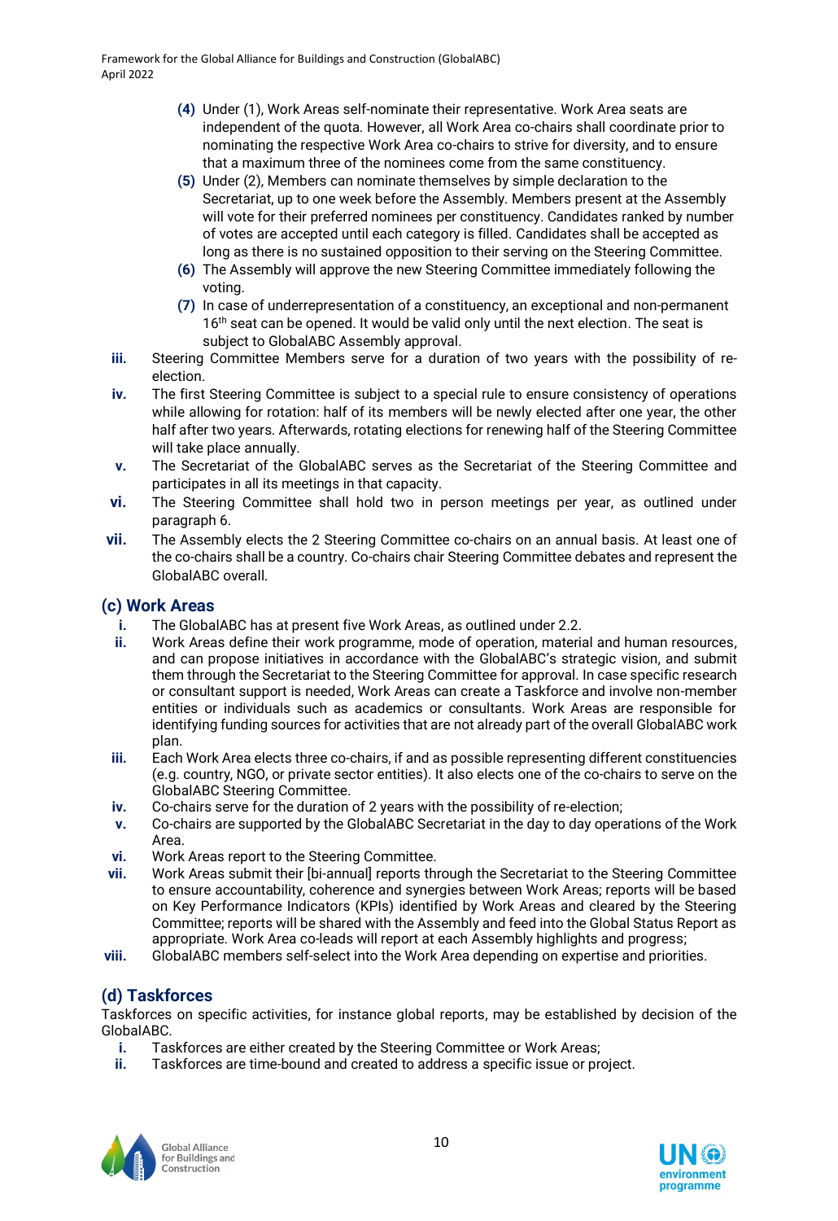(4) Under (1), Work Areas self-nominate their representative. Work Area seats are independent of the quota. However, all Work Area co-chairs shall coordinate prior to nominating the respective Work Area co-chairs to strive for diversity, and to ensure that a maximum three of the nominees come from the same constituency.

(5) Under (2), Members can nominate themselves by simple declaration to the Secretariat, up to one week before the Assembly. Members present at the Assembly will vote for their preferred nominees per constituency. Candidates ranked by number of votes are accepted until each category is filled. Candidates shall be accepted as long as there is no sustained opposition to their serving on the Steering Committee.

(6) The Assembly will approve the new Steering Committee immediately following the voting.

(7) In case of underrepresentation of a constituency, an exceptional and non-permanent 16th seat can be opened. It would be valid only until the next election. The seat is subject to GlobalABC Assembly approval.

iii. Steering Committee Members serve for a duration of two years with the possibility of re-election.

iv. The first Steering Committee is subject to a special rule to ensure consistency of operations while allowing for rotation: half of its members will be newly elected after one year, the other half after two years. Afterwards, rotating elections for renewing half of the Steering Committee will take place annually.

v. The Secretariat of the GlobalABC serves as the Secretariat of the Steering Committee and participates in all its meetings in that capacity.

vi. The Steering Committee shall hold two in person meetings per year, as outlined under paragraph 6.

vii. The Assembly elects the 2 Steering Committee co-chairs on an annual basis. At least one of the co-chairs shall be a country. Co-chairs chair Steering Committee debates and represent the GlobalABC overall.

### (c) Work Areas

i. The GlobalABC has at present five Work Areas, as outlined under 2.2.

ii. Work Areas define their work programme, mode of operation, material and human resources, and can propose initiatives in accordance with the GlobalABC's strategic vision, and submit them through the Secretariat to the Steering Committee for approval. In case specific research or consultant support is needed, Work Areas can create a Taskforce and involve non-member entities or individuals such as academics or consultants. Work Areas are responsible for identifying funding sources for activities that are not already part of the overall GlobalABC work plan.

iii. Each Work Area elects three co-chairs, if and as possible representing different constituencies (e.g. country, NGO, or private sector entities). It also elects one of the co-chairs to serve on the GlobalABC Steering Committee.

iv. Co-chairs serve for the duration of 2 years with the possibility of re-election;

v. Co-chairs are supported by the GlobalABC Secretariat in the day to day operations of the Work Area.

vi. Work Areas report to the Steering Committee.

vii. Work Areas submit their [bi-annual] reports through the Secretariat to the Steering Committee to ensure accountability, coherence and synergies between Work Areas; reports will be based on Key Performance Indicators (KPIs) identified by Work Areas and cleared by the Steering Committee; reports will be shared with the Assembly and feed into the Global Status Report as appropriate. Work Area co-leads will report at each Assembly highlights and progress;

viii. GlobalABC members self-select into the Work Area depending on expertise and priorities.

### (d) Taskforces

Taskforces on specific activities, for instance global reports, may be established by decision of the GlobalABC.

i. Taskforces are either created by the Steering Committee or Work Areas;

ii. Taskforces are time-bound and created to address a specific issue or project.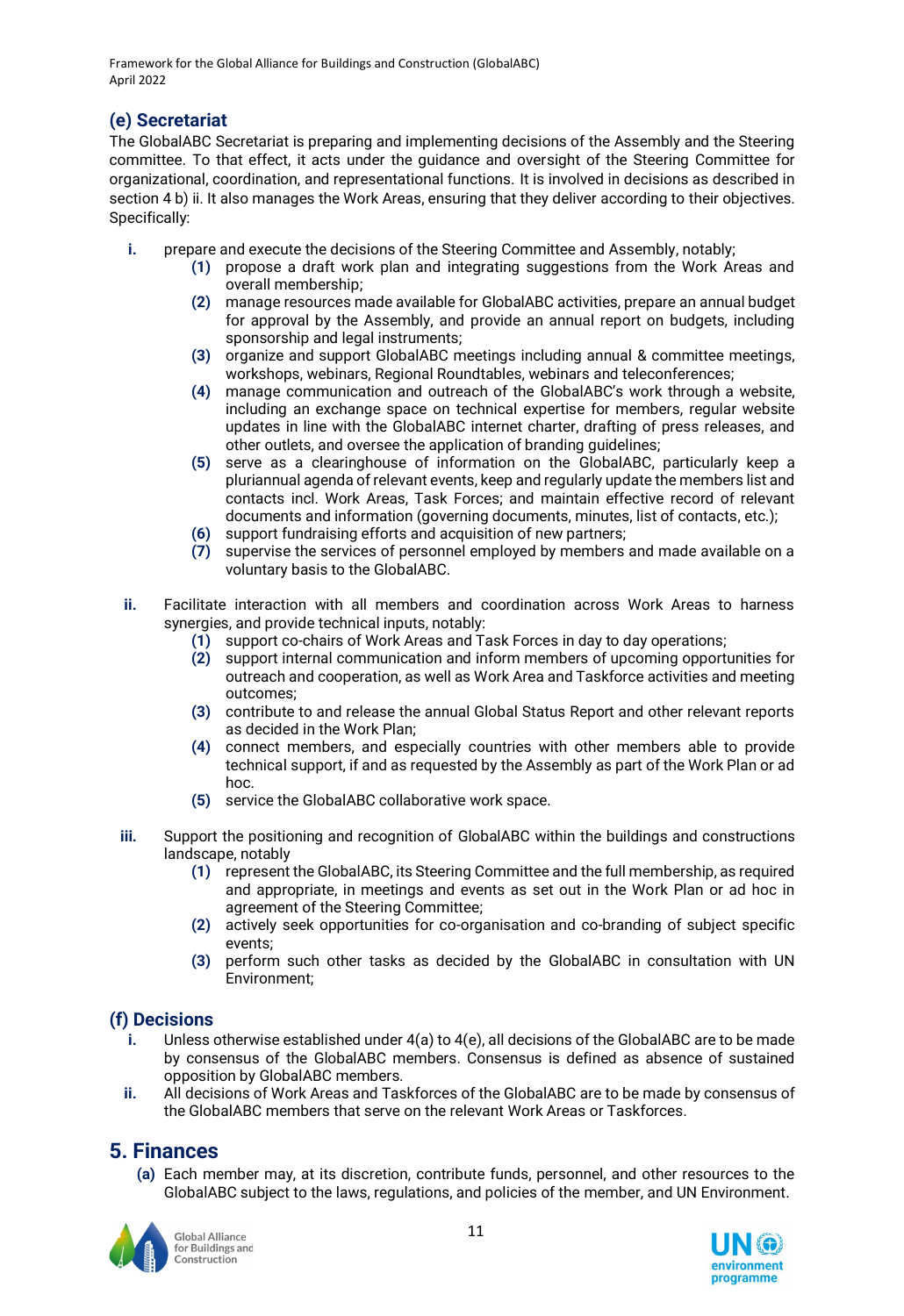### (e) Secretariat

The GlobalABC Secretariat is preparing and implementing decisions of the Assembly and the Steering committee. To that effect, it acts under the guidance and oversight of the Steering Committee for organizational, coordination, and representational functions. It is involved in decisions as described in section 4 b) ii. It also manages the Work Areas, ensuring that they deliver according to their objectives. Specifically:

- **i.** prepare and execute the decisions of the Steering Committee and Assembly, notably;
  - **(1)** propose a draft work plan and integrating suggestions from the Work Areas and overall membership;
  - **(2)** manage resources made available for GlobalABC activities, prepare an annual budget for approval by the Assembly, and provide an annual report on budgets, including sponsorship and legal instruments;
  - **(3)** organize and support GlobalABC meetings including annual & committee meetings, workshops, webinars, Regional Roundtables, webinars and teleconferences;
  - **(4)** manage communication and outreach of the GlobalABC's work through a website, including an exchange space on technical expertise for members, regular website updates in line with the GlobalABC internet charter, drafting of press releases, and other outlets, and oversee the application of branding guidelines;
  - **(5)** serve as a clearinghouse of information on the GlobalABC, particularly keep a pluriannual agenda of relevant events, keep and regularly update the members list and contacts incl. Work Areas, Task Forces; and maintain effective record of relevant documents and information (governing documents, minutes, list of contacts, etc.);
  - **(6)** support fundraising efforts and acquisition of new partners;
  - **(7)** supervise the services of personnel employed by members and made available on a voluntary basis to the GlobalABC.

- **ii.** Facilitate interaction with all members and coordination across Work Areas to harness synergies, and provide technical inputs, notably:
  - **(1)** support co-chairs of Work Areas and Task Forces in day to day operations;
  - **(2)** support internal communication and inform members of upcoming opportunities for outreach and cooperation, as well as Work Area and Taskforce activities and meeting outcomes;
  - **(3)** contribute to and release the annual Global Status Report and other relevant reports as decided in the Work Plan;
  - **(4)** connect members, and especially countries with other members able to provide technical support, if and as requested by the Assembly as part of the Work Plan or ad hoc.
  - **(5)** service the GlobalABC collaborative work space.

- **iii.** Support the positioning and recognition of GlobalABC within the buildings and constructions landscape, notably
  - **(1)** represent the GlobalABC, its Steering Committee and the full membership, as required and appropriate, in meetings and events as set out in the Work Plan or ad hoc in agreement of the Steering Committee;
  - **(2)** actively seek opportunities for co-organisation and co-branding of subject specific events;
  - **(3)** perform such other tasks as decided by the GlobalABC in consultation with UN Environment;

### (f) Decisions

- **i.** Unless otherwise established under 4(a) to 4(e), all decisions of the GlobalABC are to be made by consensus of the GlobalABC members. Consensus is defined as absence of sustained opposition by GlobalABC members.
- **ii.** All decisions of Work Areas and Taskforces of the GlobalABC are to be made by consensus of the GlobalABC members that serve on the relevant Work Areas or Taskforces.

## 5. Finances

**(a)** Each member may, at its discretion, contribute funds, personnel, and other resources to the GlobalABC subject to the laws, regulations, and policies of the member, and UN Environment.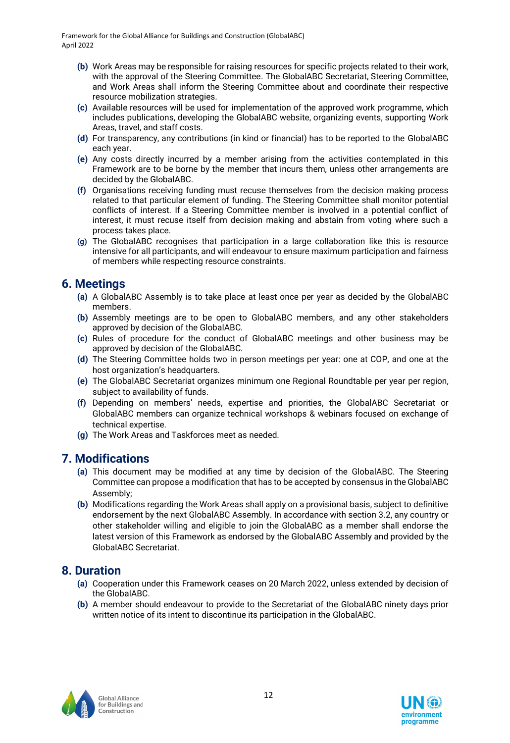(b) Work Areas may be responsible for raising resources for specific projects related to their work, with the approval of the Steering Committee. The GlobalABC Secretariat, Steering Committee, and Work Areas shall inform the Steering Committee about and coordinate their respective resource mobilization strategies.

(c) Available resources will be used for implementation of the approved work programme, which includes publications, developing the GlobalABC website, organizing events, supporting Work Areas, travel, and staff costs.

(d) For transparency, any contributions (in kind or financial) has to be reported to the GlobalABC each year.

(e) Any costs directly incurred by a member arising from the activities contemplated in this Framework are to be borne by the member that incurs them, unless other arrangements are decided by the GlobalABC.

(f) Organisations receiving funding must recuse themselves from the decision making process related to that particular element of funding. The Steering Committee shall monitor potential conflicts of interest. If a Steering Committee member is involved in a potential conflict of interest, it must recuse itself from decision making and abstain from voting where such a process takes place.

(g) The GlobalABC recognises that participation in a large collaboration like this is resource intensive for all participants, and will endeavour to ensure maximum participation and fairness of members while respecting resource constraints.

## 6. Meetings

(a) A GlobalABC Assembly is to take place at least once per year as decided by the GlobalABC members.

(b) Assembly meetings are to be open to GlobalABC members, and any other stakeholders approved by decision of the GlobalABC.

(c) Rules of procedure for the conduct of GlobalABC meetings and other business may be approved by decision of the GlobalABC.

(d) The Steering Committee holds two in person meetings per year: one at COP, and one at the host organization's headquarters.

(e) The GlobalABC Secretariat organizes minimum one Regional Roundtable per year per region, subject to availability of funds.

(f) Depending on members' needs, expertise and priorities, the GlobalABC Secretariat or GlobalABC members can organize technical workshops & webinars focused on exchange of technical expertise.

(g) The Work Areas and Taskforces meet as needed.

## 7. Modifications

(a) This document may be modified at any time by decision of the GlobalABC. The Steering Committee can propose a modification that has to be accepted by consensus in the GlobalABC Assembly;

(b) Modifications regarding the Work Areas shall apply on a provisional basis, subject to definitive endorsement by the next GlobalABC Assembly. In accordance with section 3.2, any country or other stakeholder willing and eligible to join the GlobalABC as a member shall endorse the latest version of this Framework as endorsed by the GlobalABC Assembly and provided by the GlobalABC Secretariat.

## 8. Duration

(a) Cooperation under this Framework ceases on 20 March 2022, unless extended by decision of the GlobalABC.

(b) A member should endeavour to provide to the Secretariat of the GlobalABC ninety days prior written notice of its intent to discontinue its participation in the GlobalABC.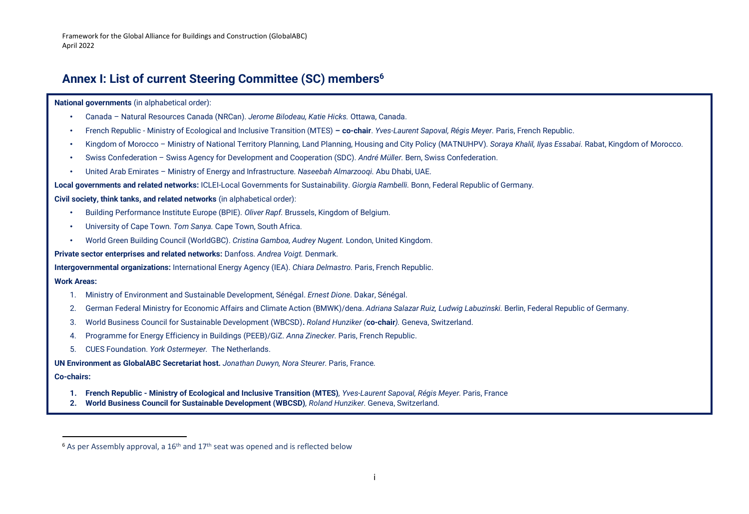# Annex I: List of current Steering Committee (SC) members[6]

**National governments** (in alphabetical order):

- Canada – Natural Resources Canada (NRCan). *Jerome Bilodeau, Katie Hicks.* Ottawa, Canada.
- French Republic - Ministry of Ecological and Inclusive Transition (MTES) **– co-chair**. *Yves-Laurent Sapoval, Régis Meyer.* Paris, French Republic.
- Kingdom of Morocco – Ministry of National Territory Planning, Land Planning, Housing and City Policy (MATNUHPV). *Soraya Khalil, Ilyas Essabai.* Rabat, Kingdom of Morocco.
- Swiss Confederation – Swiss Agency for Development and Cooperation (SDC). *André Müller.* Bern, Swiss Confederation.
- United Arab Emirates – Ministry of Energy and Infrastructure. *Naseebah Almarzooqi.* Abu Dhabi, UAE.

**Local governments and related networks:** ICLEI-Local Governments for Sustainability. *Giorgia Rambelli.* Bonn, Federal Republic of Germany.

**Civil society, think tanks, and related networks** (in alphabetical order):

- Building Performance Institute Europe (BPIE). *Oliver Rapf.* Brussels, Kingdom of Belgium.
- University of Cape Town. *Tom Sanya.* Cape Town, South Africa.
- World Green Building Council (WorldGBC). *Cristina Gamboa, Audrey Nugent.* London, United Kingdom.

**Private sector enterprises and related networks:** Danfoss. *Andrea Voigt.* Denmark.

**Intergovernmental organizations:** International Energy Agency (IEA). *Chiara Delmastro.* Paris, French Republic.

**Work Areas:**

1. Ministry of Environment and Sustainable Development, Sénégal. *Ernest Dione.* Dakar, Sénégal.
2. German Federal Ministry for Economic Affairs and Climate Action (BMWK)/dena. *Adriana Salazar Ruiz, Ludwig Labuzinski.* Berlin, Federal Republic of Germany.
3. World Business Council for Sustainable Development (WBCSD)**.** *Roland Hunziker (***co-chair***).* Geneva, Switzerland.
4. Programme for Energy Efficiency in Buildings (PEEB)/GiZ. *Anna Zinecker.* Paris, French Republic.
5. CUES Foundation. *York Ostermeyer.* The Netherlands.

**UN Environment as GlobalABC Secretariat host.** *Jonathan Duwyn, Nora Steurer.* Paris, France.

**Co-chairs:**

1. **French Republic - Ministry of Ecological and Inclusive Transition (MTES)***, Yves-Laurent Sapoval, Régis Meyer.* Paris, France
2. **World Business Council for Sustainable Development (WBCSD)***, Roland Hunziker.* Geneva, Switzerland.

[6] As per Assembly approval, a 16th and 17th seat was opened and is reflected below